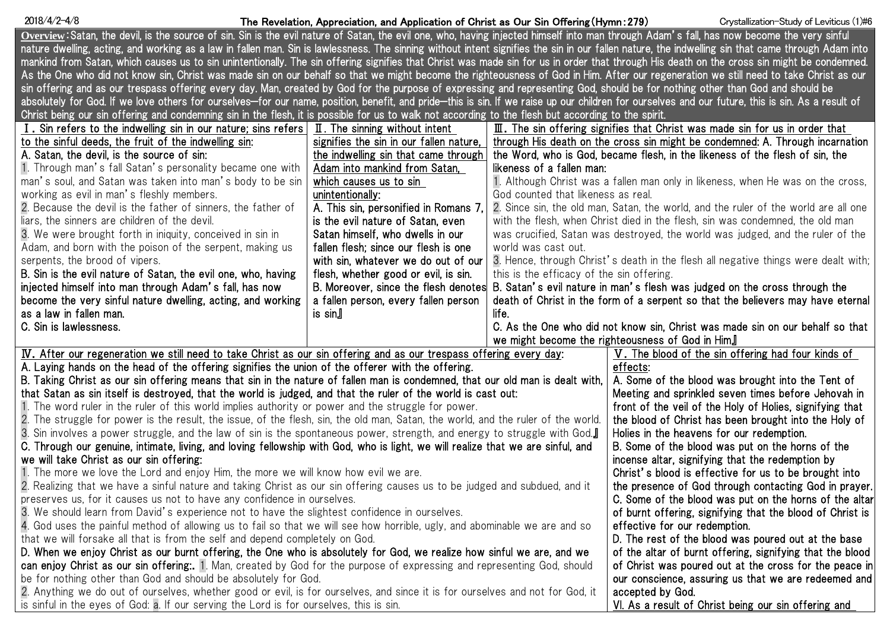# The Revelation, Appreciation, and Application of Christ as Our Sin Offering (Hymn: 279)

2018/4/2-4/8 — Crystallization-Study of Leviticus (1) #6

**Overview**: Satan, the devil, is the source of sin. Sin is the evil nature of Satan, the evil one, who, having injected himself into man through Adam's fall, has now become the very sinful nature dwelling, acting, and working as a law in fallen man. Sin is lawlessness. The sinning without intent signifies the sin in our fallen nature, the indwelling sin that came through Adam into mankind from Satan, which causes us to sin unintentionally. The sin offering signifies that Christ was made sin for us in order that through His death on the cross sin might be condemned. As the One who did not know sin, Christ was made sin on our behalf so that we might become the righteousness of God in Him. After our regeneration we still need to take Christ as our sin offering and as our trespass offering every day. Man, created by God for the purpose of expressing and representing God, should be for nothing other than God and should be absolutely for God. If we love others for ourselves—for our name, position, benefit, and pride—this is sin. If we raise up our children for ourselves and our future, this is sin. As a result of Christ being our sin offering and condemning sin in the flesh, it is possible for us to walk not according to the flesh but according to the spirit.

## Ⅰ. Sin refers to the indwelling sin in our nature; sins refers to the sinful deeds, the fruit of the indwelling sin:

**A. Satan, the devil, is the source of sin:**

1. Through man's fall Satan's personality became one with man's soul, and Satan was taken into man's body to be sin working as evil in man's fleshly members.
2. Because the devil is the father of sinners, the father of liars, the sinners are children of the devil.
3. We were brought forth in iniquity, conceived in sin in Adam, and born with the poison of the serpent, making us serpents, the brood of vipers.

**B. Sin is the evil nature of Satan, the evil one, who, having injected himself into man through Adam's fall, has now become the very sinful nature dwelling, acting, and working as a law in fallen man.**

**C. Sin is lawlessness.**

## Ⅱ. The sinning without intent signifies the sin in our fallen nature, the indwelling sin that came through Adam into mankind from Satan, which causes us to sin unintentionally:

**A. This sin, personified in Romans 7, is the evil nature of Satan, even Satan himself, who dwells in our fallen flesh; since our flesh is one with sin, whatever we do out of our flesh, whether good or evil, is sin.**

**B. Moreover, since the flesh denotes a fallen person, every fallen person is sin.**

## Ⅲ. The sin offering signifies that Christ was made sin for us in order that through His death on the cross sin might be condemned:

**A. Through incarnation the Word, who is God, became flesh, in the likeness of the flesh of sin, the likeness of a fallen man:**

1. Although Christ was a fallen man only in likeness, when He was on the cross, God counted that likeness as real.
2. Since sin, the old man, Satan, the world, and the ruler of the world are all one with the flesh, when Christ died in the flesh, sin was condemned, the old man was crucified, Satan was destroyed, the world was judged, and the ruler of the world was cast out.
3. Hence, through Christ's death in the flesh all negative things were dealt with; this is the efficacy of the sin offering.

**B. Satan's evil nature in man's flesh was judged on the cross through the death of Christ in the form of a serpent so that the believers may have eternal life.**

**C. As the One who did not know sin, Christ was made sin on our behalf so that we might become the righteousness of God in Him.**

## Ⅳ. After our regeneration we still need to take Christ as our sin offering and as our trespass offering every day:

**A. Laying hands on the head of the offering signifies the union of the offerer with the offering.**

**B. Taking Christ as our sin offering means that sin in the nature of fallen man is condemned, that our old man is dealt with, that Satan as sin itself is destroyed, that the world is judged, and that the ruler of the world is cast out:**

1. The word ruler in the ruler of this world implies authority or power and the struggle for power.
2. The struggle for power is the result, the issue, of the flesh, sin, the old man, Satan, the world, and the ruler of the world.
3. Sin involves a power struggle, and the law of sin is the spontaneous power, strength, and energy to struggle with God.

**C. Through our genuine, intimate, living, and loving fellowship with God, who is light, we will realize that we are sinful, and we will take Christ as our sin offering:**

1. The more we love the Lord and enjoy Him, the more we will know how evil we are.
2. Realizing that we have a sinful nature and taking Christ as our sin offering causes us to be judged and subdued, and it preserves us, for it causes us not to have any confidence in ourselves.
3. We should learn from David's experience not to have the slightest confidence in ourselves.
4. God uses the painful method of allowing us to fail so that we will see how horrible, ugly, and abominable we are and so that we will forsake all that is from the self and depend completely on God.

**D. When we enjoy Christ as our burnt offering, the One who is absolutely for God, we realize how sinful we are, and we can enjoy Christ as our sin offering:**

1. Man, created by God for the purpose of expressing and representing God, should be for nothing other than God and should be absolutely for God.
2. Anything we do out of ourselves, whether good or evil, is for ourselves, and since it is for ourselves and not for God, it is sinful in the eyes of God:
   a. If our serving the Lord is for ourselves, this is sin.

## Ⅴ. The blood of the sin offering had four kinds of effects:

**A. Some of the blood was brought into the Tent of Meeting and sprinkled seven times before Jehovah in front of the veil of the Holy of Holies, signifying that the blood of Christ has been brought into the Holy of Holies in the heavens for our redemption.**

**B. Some of the blood was put on the horns of the incense altar, signifying that the redemption by Christ's blood is effective for us to be brought into the presence of God through contacting God in prayer.**

**C. Some of the blood was put on the horns of the altar of burnt offering, signifying that the blood of Christ is effective for our redemption.**

**D. The rest of the blood was poured out at the base of the altar of burnt offering, signifying that the blood of Christ was poured out at the cross for the peace in our conscience, assuring us that we are redeemed and accepted by God.**

## Ⅵ. As a result of Christ being our sin offering and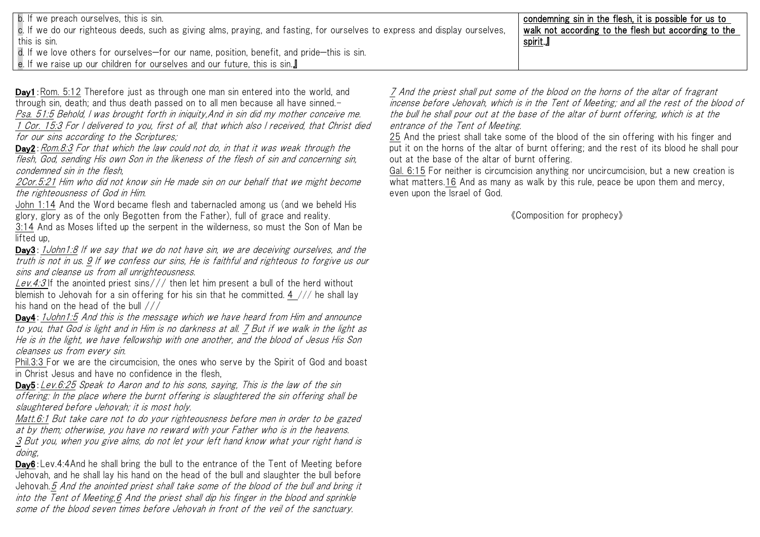| | |
|---|---|
| b. If we preach ourselves, this is sin.<br>c. If we do our righteous deeds, such as giving alms, praying, and fasting, for ourselves to express and display ourselves, this is sin.<br>d. If we love others for ourselves—for our name, position, benefit, and pride—this is sin.<br>e. If we raise up our children for ourselves and our future, this is sin.』 | **condemning sin in the flesh, it is possible for us to walk not according to the flesh but according to the spirit.』** |

**Day1**: Rom. 5:12 Therefore just as through one man sin entered into the world, and through sin, death; and thus death passed on to all men because all have sinned.–
*Psa. 51:5 Behold, I was brought forth in iniquity,And in sin did my mother conceive me.*
*1 Cor. 15:3 For I delivered to you, first of all, that which also I received, that Christ died for our sins according to the Scriptures;*

**Day2**: *Rom.8:3 For that which the law could not do, in that it was weak through the flesh, God, sending His own Son in the likeness of the flesh of sin and concerning sin, condemned sin in the flesh,*
*2Cor.5:21 Him who did not know sin He made sin on our behalf that we might become the righteousness of God in Him.*
John 1:14 And the Word became flesh and tabernacled among us (and we beheld His glory, glory as of the only Begotten from the Father), full of grace and reality.
3:14 And as Moses lifted up the serpent in the wilderness, so must the Son of Man be lifted up,

**Day3**: *1John1:8 If we say that we do not have sin, we are deceiving ourselves, and the truth is not in us. 9 If we confess our sins, He is faithful and righteous to forgive us our sins and cleanse us from all unrighteousness.*
*Lev.4:3* If the anointed priest sins/// then let him present a bull of the herd without blemish to Jehovah for a sin offering for his sin that he committed. 4 /// he shall lay his hand on the head of the bull ///

**Day4**: *1John1:5 And this is the message which we have heard from Him and announce to you, that God is light and in Him is no darkness at all. 7 But if we walk in the light as He is in the light, we have fellowship with one another, and the blood of Jesus His Son cleanses us from every sin.*
Phil.3:3 For we are the circumcision, the ones who serve by the Spirit of God and boast in Christ Jesus and have no confidence in the flesh,

**Day5**: *Lev.6:25 Speak to Aaron and to his sons, saying, This is the law of the sin offering: In the place where the burnt offering is slaughtered the sin offering shall be slaughtered before Jehovah; it is most holy.*
*Matt.6:1 But take care not to do your righteousness before men in order to be gazed at by them; otherwise, you have no reward with your Father who is in the heavens.*
*3 But you, when you give alms, do not let your left hand know what your right hand is doing,*

**Day6**: Lev.4:4And he shall bring the bull to the entrance of the Tent of Meeting before Jehovah, and he shall lay his hand on the head of the bull and slaughter the bull before Jehovah.*5 And the anointed priest shall take some of the blood of the bull and bring it into the Tent of Meeting,6 And the priest shall dip his finger in the blood and sprinkle some of the blood seven times before Jehovah in front of the veil of the sanctuary.*
*7 And the priest shall put some of the blood on the horns of the altar of fragrant incense before Jehovah, which is in the Tent of Meeting; and all the rest of the blood of the bull he shall pour out at the base of the altar of burnt offering, which is at the entrance of the Tent of Meeting.*
25 And the priest shall take some of the blood of the sin offering with his finger and put it on the horns of the altar of burnt offering; and the rest of its blood he shall pour out at the base of the altar of burnt offering.
Gal. 6:15 For neither is circumcision anything nor uncircumcision, but a new creation is what matters.16 And as many as walk by this rule, peace be upon them and mercy, even upon the Israel of God.

《Composition for prophecy》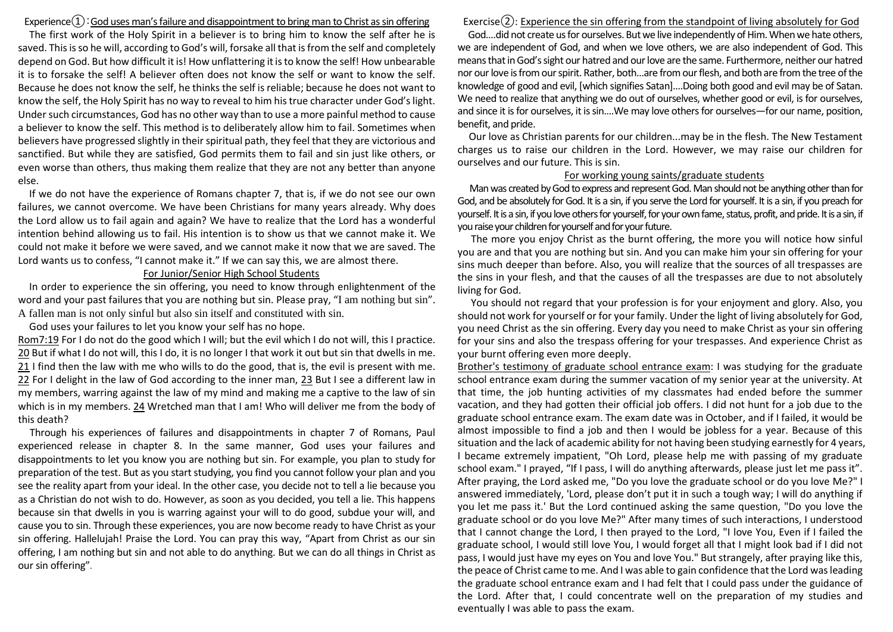## Experience①: God uses man's failure and disappointment to bring man to Christ as sin offering

The first work of the Holy Spirit in a believer is to bring him to know the self after he is saved. This is so he will, according to God's will, forsake all that is from the self and completely depend on God. But how difficult it is! How unflattering it is to know the self! How unbearable it is to forsake the self! A believer often does not know the self or want to know the self. Because he does not know the self, he thinks the self is reliable; because he does not want to know the self, the Holy Spirit has no way to reveal to him his true character under God's light. Under such circumstances, God has no other way than to use a more painful method to cause a believer to know the self. This method is to deliberately allow him to fail. Sometimes when believers have progressed slightly in their spiritual path, they feel that they are victorious and sanctified. But while they are satisfied, God permits them to fail and sin just like others, or even worse than others, thus making them realize that they are not any better than anyone else.

If we do not have the experience of Romans chapter 7, that is, if we do not see our own failures, we cannot overcome. We have been Christians for many years already. Why does the Lord allow us to fail again and again? We have to realize that the Lord has a wonderful intention behind allowing us to fail. His intention is to show us that we cannot make it. We could not make it before we were saved, and we cannot make it now that we are saved. The Lord wants us to confess, "I cannot make it." If we can say this, we are almost there.

### For Junior/Senior High School Students

In order to experience the sin offering, you need to know through enlightenment of the word and your past failures that you are nothing but sin. Please pray, "I am nothing but sin". A fallen man is not only sinful but also sin itself and constituted with sin.

God uses your failures to let you know your self has no hope.

Rom7:19 For I do not do the good which I will; but the evil which I do not will, this I practice. 20 But if what I do not will, this I do, it is no longer I that work it out but sin that dwells in me. 21 I find then the law with me who wills to do the good, that is, the evil is present with me. 22 For I delight in the law of God according to the inner man, 23 But I see a different law in my members, warring against the law of my mind and making me a captive to the law of sin which is in my members. 24 Wretched man that I am! Who will deliver me from the body of this death?

Through his experiences of failures and disappointments in chapter 7 of Romans, Paul experienced release in chapter 8. In the same manner, God uses your failures and disappointments to let you know you are nothing but sin. For example, you plan to study for preparation of the test. But as you start studying, you find you cannot follow your plan and you see the reality apart from your ideal. In the other case, you decide not to tell a lie because you as a Christian do not wish to do. However, as soon as you decided, you tell a lie. This happens because sin that dwells in you is warring against your will to do good, subdue your will, and cause you to sin. Through these experiences, you are now become ready to have Christ as your sin offering. Hallelujah! Praise the Lord. You can pray this way, "Apart from Christ as our sin offering, I am nothing but sin and not able to do anything. But we can do all things in Christ as our sin offering".

## Exercise②: Experience the sin offering from the standpoint of living absolutely for God

God....did not create us for ourselves. But we live independently of Him. When we hate others, we are independent of God, and when we love others, we are also independent of God. This means that in God's sight our hatred and our love are the same. Furthermore, neither our hatred nor our love is from our spirit. Rather, both...are from our flesh, and both are from the tree of the knowledge of good and evil, [which signifies Satan]....Doing both good and evil may be of Satan. We need to realize that anything we do out of ourselves, whether good or evil, is for ourselves, and since it is for ourselves, it is sin....We may love others for ourselves—for our name, position, benefit, and pride.

Our love as Christian parents for our children...may be in the flesh. The New Testament charges us to raise our children in the Lord. However, we may raise our children for ourselves and our future. This is sin.

### For working young saints/graduate students

Man was created by God to express and represent God. Man should not be anything other than for God, and be absolutely for God. It is a sin, if you serve the Lord for yourself. It is a sin, if you preach for yourself. It is a sin, if you love others for yourself, for your own fame, status, profit, and pride. It is a sin, if you raise your children for yourself and for your future.

The more you enjoy Christ as the burnt offering, the more you will notice how sinful you are and that you are nothing but sin. And you can make him your sin offering for your sins much deeper than before. Also, you will realize that the sources of all trespasses are the sins in your flesh, and that the causes of all the trespasses are due to not absolutely living for God.

You should not regard that your profession is for your enjoyment and glory. Also, you should not work for yourself or for your family. Under the light of living absolutely for God, you need Christ as the sin offering. Every day you need to make Christ as your sin offering for your sins and also the trespass offering for your trespasses. And experience Christ as your burnt offering even more deeply.

Brother's testimony of graduate school entrance exam: I was studying for the graduate school entrance exam during the summer vacation of my senior year at the university. At that time, the job hunting activities of my classmates had ended before the summer vacation, and they had gotten their official job offers. I did not hunt for a job due to the graduate school entrance exam. The exam date was in October, and if I failed, it would be almost impossible to find a job and then I would be jobless for a year. Because of this situation and the lack of academic ability for not having been studying earnestly for 4 years, I became extremely impatient, "Oh Lord, please help me with passing of my graduate school exam." I prayed, "If I pass, I will do anything afterwards, please just let me pass it". After praying, the Lord asked me, "Do you love the graduate school or do you love Me?" I answered immediately, 'Lord, please don't put it in such a tough way; I will do anything if you let me pass it.' But the Lord continued asking the same question, "Do you love the graduate school or do you love Me?" After many times of such interactions, I understood that I cannot change the Lord, I then prayed to the Lord, "I love You, Even if I failed the graduate school, I would still love You, I would forget all that I might look bad if I did not pass, I would just have my eyes on You and love You." But strangely, after praying like this, the peace of Christ came to me. And I was able to gain confidence that the Lord was leading the graduate school entrance exam and I had felt that I could pass under the guidance of the Lord. After that, I could concentrate well on the preparation of my studies and eventually I was able to pass the exam.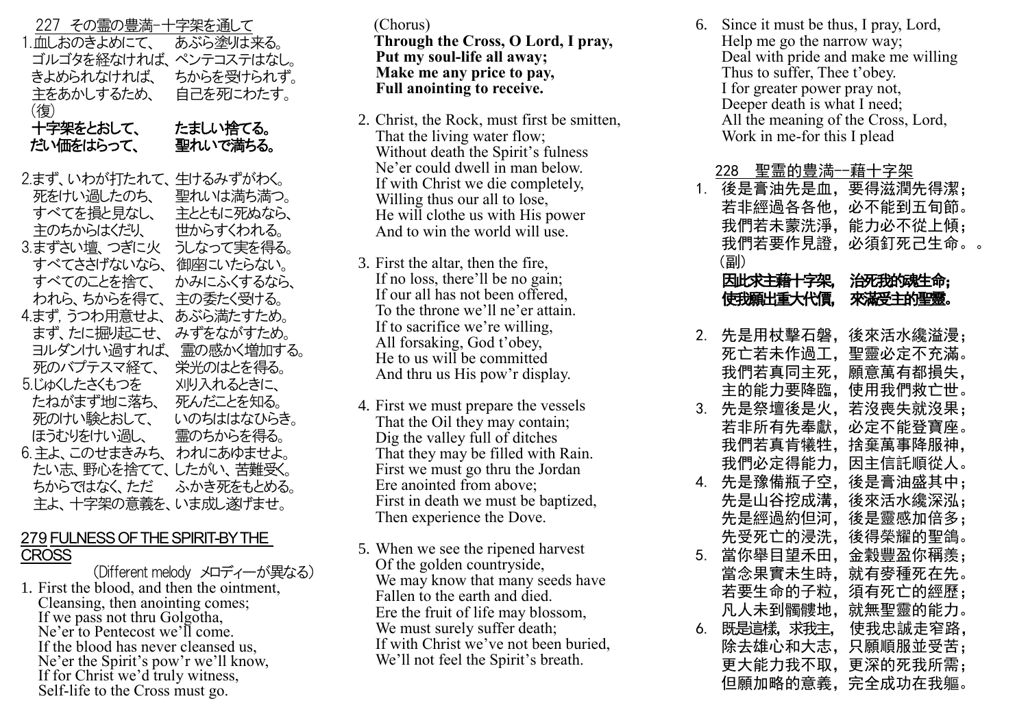## 227 その霊の豊満−十字架を通して

1. 血しおのきよめにて、　あぶら塗りは来る。
   ゴルゴタを経なければ、ペンテコステはなし。
   きよめられなければ、　ちからを受けられず。
   主をあかしするため、　自己を死にわたす。

（復）

**十字架をとおして、　　たましい捨てる。**
**だい価をはらって、　　聖れいで満ちる。**

2. まず、いわが打たれて、生けるみずがわく。
   死をけい過したのち、　聖れいは満ち満つ。
   すべてを損と見なし、　主とともに死ぬなら、
   主のちからはくだり、　世からすくわれる。
3. まずさい壇、つぎに火　うしなって実を得る。
   すべてささげないなら、御座にいたらない。
   すべてのことを捨て、　かみにふくするなら、
   われら、ちからを得て、主の委たく受ける。
4. まず，うつわ用意せよ、あぶら満たすため。
   まず、たに掘り起こせ、みずをながすため。
   ヨルダンけい過すれば、霊の感かく増加する。
   死のバプテスマ経て、　栄光のはとを得る。
5. じゅくしたさくもつを　刈り入れるときに、
   たねがまず地に落ち、　死んだことを知る。
   死のけい験とおして、　いのちははなひらき。
   ほうむりをけい過し、　霊のちからを得る。
6. 主よ、このせまきみち、われにあゆませよ。
   たい志、野心を捨てて、したがい、苦難受く。
   ちからではなく、ただ　ふかき死をもとめる。
   主よ、十字架の意義を、いま成し遂げませ。

## 279 FULNESS OF THE SPIRIT-BY THE CROSS

（Different melody　メロディーが異なる）

1. First the blood, and then the ointment,
   Cleansing, then anointing comes;
   If we pass not thru Golgotha,
   Ne'er to Pentecost we'll come.
   If the blood has never cleansed us,
   Ne'er the Spirit's pow'r we'll know,
   If for Christ we'd truly witness,
   Self-life to the Cross must go.

(Chorus)

**Through the Cross, O Lord, I pray,**
**Put my soul-life all away;**
**Make me any price to pay,**
**Full anointing to receive.**

2. Christ, the Rock, must first be smitten,
   That the living water flow;
   Without death the Spirit's fulness
   Ne'er could dwell in man below.
   If with Christ we die completely,
   Willing thus our all to lose,
   He will clothe us with His power
   And to win the world will use.
3. First the altar, then the fire,
   If no loss, there'll be no gain;
   If our all has not been offered,
   To the throne we'll ne'er attain.
   If to sacrifice we're willing,
   All forsaking, God t'obey,
   He to us will be committed
   And thru us His pow'r display.
4. First we must prepare the vessels
   That the Oil they may contain;
   Dig the valley full of ditches
   That they may be filled with Rain.
   First we must go thru the Jordan
   Ere anointed from above;
   First in death we must be baptized,
   Then experience the Dove.
5. When we see the ripened harvest
   Of the golden countryside,
   We may know that many seeds have
   Fallen to the earth and died.
   Ere the fruit of life may blossom,
   We must surely suffer death;
   If with Christ we've not been buried,
   We'll not feel the Spirit's breath.
6. Since it must be thus, I pray, Lord,
   Help me go the narrow way;
   Deal with pride and make me willing
   Thus to suffer, Thee t'obey.
   I for greater power pray not,
   Deeper death is what I need;
   All the meaning of the Cross, Lord,
   Work in me-for this I plead

## 228　聖靈的豐滿−−藉十字架

1. 後是膏油先是血，要得滋潤先得潔；
   若非經過各各他，必不能到五旬節。
   我們若未蒙洗淨，能力必不從上傾；
   我們若要作見證，必須釘死己生命。。

（副）

**因此求主藉十字架，　治死我的魂生命；**
**使我願出重大代價，　來滿受主的聖靈。**

2. 先是用杖擊石磐，後來活水纔溢漫；
   死亡若未作過工，聖靈必定不充滿。
   我們若真同主死，願意萬有都損失，
   主的能力要降臨，使用我們救亡世。
3. 先是祭壇後是火，若沒喪失就沒果；
   若非所有先奉獻，必定不能登寶座。
   我們若真肯犧牲，捨棄萬事降服神，
   我們必定得能力，因主信託順從人。
4. 先是豫備瓶子空，後是膏油盛其中；
   先是山谷挖成溝，後來活水纔深泓；
   先是經過約但河，後是靈感加倍多；
   先受死亡的浸洗，後得榮耀的聖鴿。
5. 當你舉目望禾田，金穀豐盈你稱羨；
   當念果實未生時，就有麥種死在先。
   若要生命的子粒，須有死亡的經歷；
   凡人未到髑髏地，就無聖靈的能力。
6. 既是這樣，求我主，　使我忠誠走窄路，
   除去雄心和大志，只願順服並受苦；
   更大能力我不取，更深的死我所需；
   但願加略的意義，完全成功在我軀。